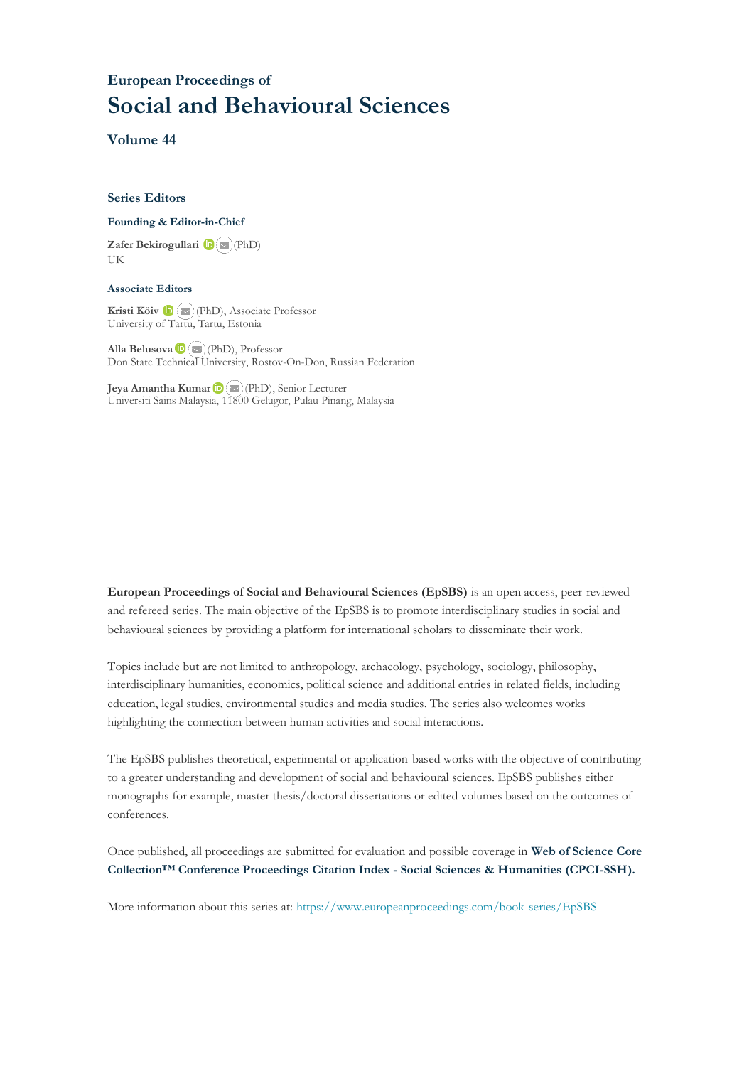## European Proceedings of

# Social and Behavioural Sciences

### Volume 44

### Series Editors

**Founding & Editor-in-Chief**

**Zafer Bekirogullari** (PhD)
UK

**Associate Editors**

**Kristi Köiv** (PhD), Associate Professor
University of Tartu, Tartu, Estonia

**Alla Belusova** (PhD), Professor
Don State Technical University, Rostov-On-Don, Russian Federation

**Jeya Amantha Kumar** (PhD), Senior Lecturer
Universiti Sains Malaysia, 11800 Gelugor, Pulau Pinang, Malaysia

**European Proceedings of Social and Behavioural Sciences (EpSBS)** is an open access, peer-reviewed and refereed series. The main objective of the EpSBS is to promote interdisciplinary studies in social and behavioural sciences by providing a platform for international scholars to disseminate their work.

Topics include but are not limited to anthropology, archaeology, psychology, sociology, philosophy, interdisciplinary humanities, economics, political science and additional entries in related fields, including education, legal studies, environmental studies and media studies. The series also welcomes works highlighting the connection between human activities and social interactions.

The EpSBS publishes theoretical, experimental or application-based works with the objective of contributing to a greater understanding and development of social and behavioural sciences. EpSBS publishes either monographs for example, master thesis/doctoral dissertations or edited volumes based on the outcomes of conferences.

Once published, all proceedings are submitted for evaluation and possible coverage in **Web of Science Core Collection™ Conference Proceedings Citation Index - Social Sciences & Humanities (CPCI-SSH).**

More information about this series at: https://www.europeanproceedings.com/book-series/EpSBS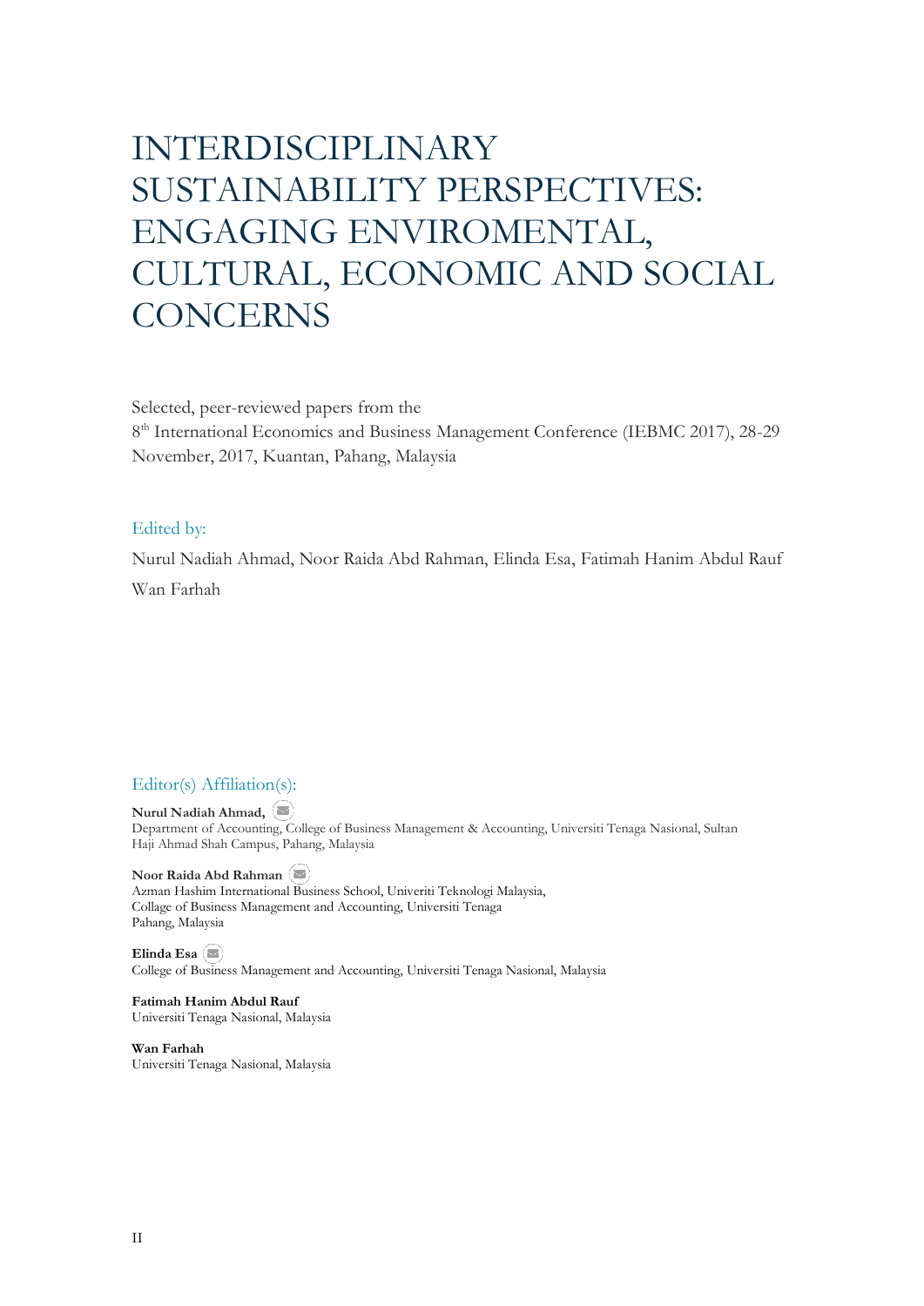# INTERDISCIPLINARY SUSTAINABILITY PERSPECTIVES: ENGAGING ENVIROMENTAL, CULTURAL, ECONOMIC AND SOCIAL CONCERNS

Selected, peer-reviewed papers from the
8th International Economics and Business Management Conference (IEBMC 2017), 28-29 November, 2017, Kuantan, Pahang, Malaysia

## Edited by:

Nurul Nadiah Ahmad, Noor Raida Abd Rahman, Elinda Esa, Fatimah Hanim Abdul Rauf
Wan Farhah

## Editor(s) Affiliation(s):

**Nurul Nadiah Ahmad,**
Department of Accounting, College of Business Management & Accounting, Universiti Tenaga Nasional, Sultan Haji Ahmad Shah Campus, Pahang, Malaysia

**Noor Raida Abd Rahman**
Azman Hashim International Business School, Univeriti Teknologi Malaysia,
Collage of Business Management and Accounting, Universiti Tenaga
Pahang, Malaysia

**Elinda Esa**
College of Business Management and Accounting, Universiti Tenaga Nasional, Malaysia

**Fatimah Hanim Abdul Rauf**
Universiti Tenaga Nasional, Malaysia

**Wan Farhah**
Universiti Tenaga Nasional, Malaysia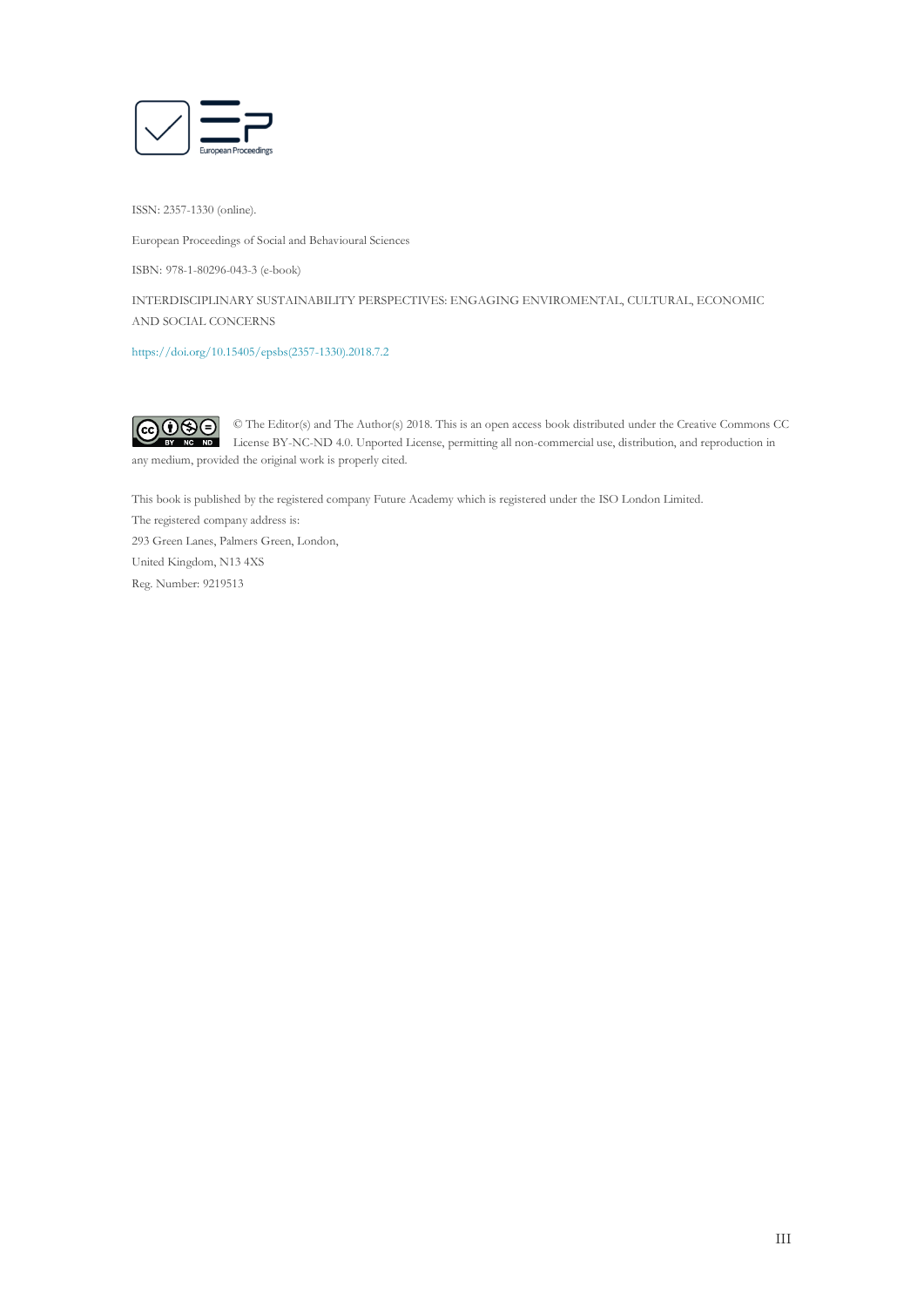ISSN: 2357-1330 (online).

European Proceedings of Social and Behavioural Sciences

ISBN: 978-1-80296-043-3 (e-book)

INTERDISCIPLINARY SUSTAINABILITY PERSPECTIVES: ENGAGING ENVIROMENTAL, CULTURAL, ECONOMIC AND SOCIAL CONCERNS

https://doi.org/10.15405/epsbs(2357-1330).2018.7.2

© The Editor(s) and The Author(s) 2018. This is an open access book distributed under the Creative Commons CC License BY-NC-ND 4.0. Unported License, permitting all non-commercial use, distribution, and reproduction in any medium, provided the original work is properly cited.

This book is published by the registered company Future Academy which is registered under the ISO London Limited.

The registered company address is:

293 Green Lanes, Palmers Green, London,

United Kingdom, N13 4XS

Reg. Number: 9219513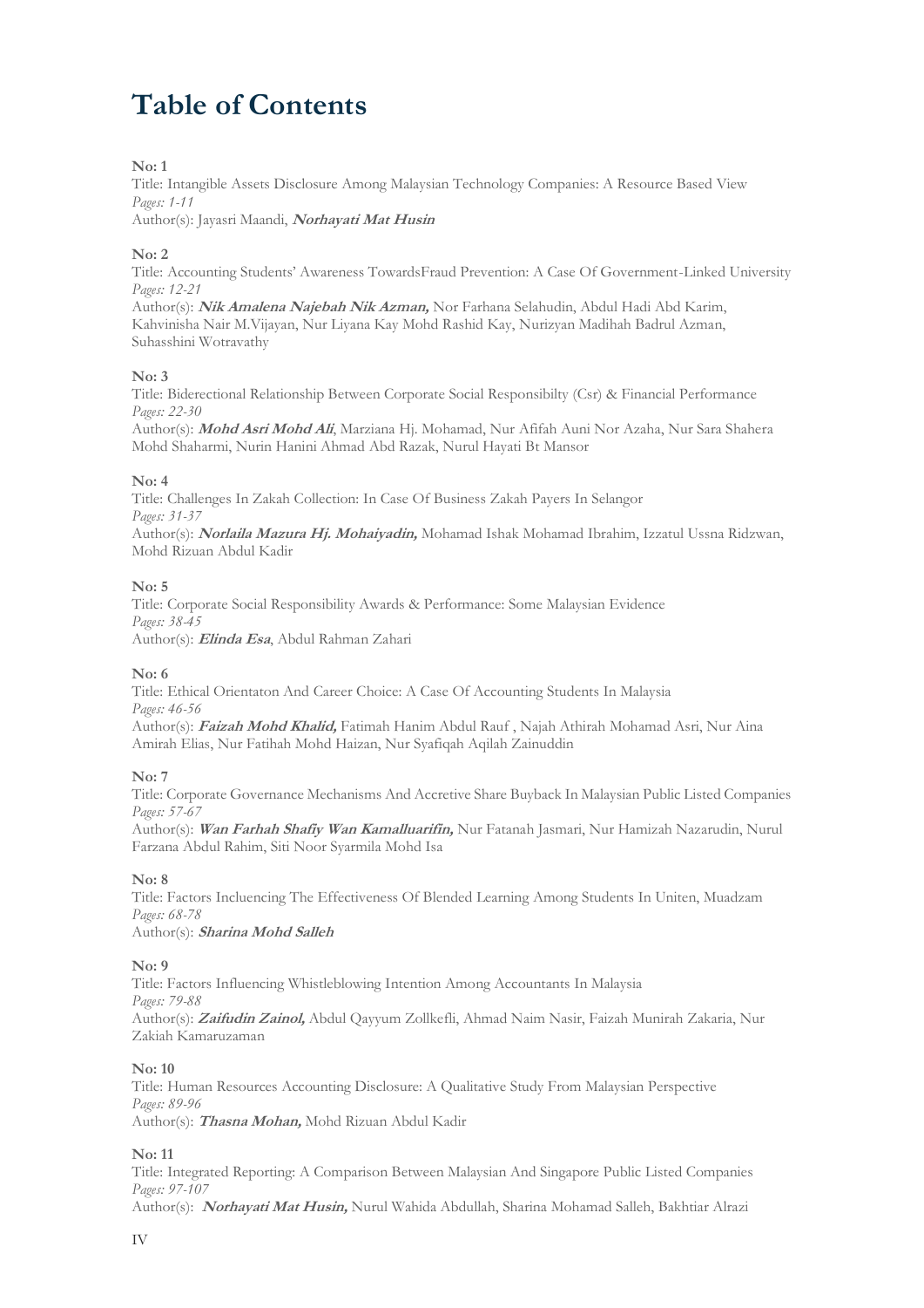# Table of Contents

**No: 1**
Title: Intangible Assets Disclosure Among Malaysian Technology Companies: A Resource Based View
*Pages: 1-11*
Author(s): Jayasri Maandi, ***Norhayati Mat Husin***

**No: 2**
Title: Accounting Students' Awareness TowardsFraud Prevention: A Case Of Government-Linked University
*Pages: 12-21*
Author(s): ***Nik Amalena Najebah Nik Azman,*** Nor Farhana Selahudin, Abdul Hadi Abd Karim, Kahvinisha Nair M.Vijayan, Nur Liyana Kay Mohd Rashid Kay, Nurizyan Madihah Badrul Azman, Suhasshini Wotravathy

**No: 3**
Title: Biderectional Relationship Between Corporate Social Responsibilty (Csr) & Financial Performance
*Pages: 22-30*
Author(s): ***Mohd Asri Mohd Ali***, Marziana Hj. Mohamad, Nur Afifah Auni Nor Azaha, Nur Sara Shahera Mohd Shaharmi, Nurin Hanini Ahmad Abd Razak, Nurul Hayati Bt Mansor

**No: 4**
Title: Challenges In Zakah Collection: In Case Of Business Zakah Payers In Selangor
*Pages: 31-37*
Author(s): ***Norlaila Mazura Hj. Mohaiyadin,*** Mohamad Ishak Mohamad Ibrahim, Izzatul Ussna Ridzwan, Mohd Rizuan Abdul Kadir

**No: 5**
Title: Corporate Social Responsibility Awards & Performance: Some Malaysian Evidence
*Pages: 38-45*
Author(s): ***Elinda Esa***, Abdul Rahman Zahari

**No: 6**
Title: Ethical Orientaton And Career Choice: A Case Of Accounting Students In Malaysia
*Pages: 46-56*
Author(s): ***Faizah Mohd Khalid,*** Fatimah Hanim Abdul Rauf , Najah Athirah Mohamad Asri, Nur Aina Amirah Elias, Nur Fatihah Mohd Haizan, Nur Syafiqah Aqilah Zainuddin

**No: 7**
Title: Corporate Governance Mechanisms And Accretive Share Buyback In Malaysian Public Listed Companies
*Pages: 57-67*
Author(s): ***Wan Farhah Shafiy Wan Kamalluarifin,*** Nur Fatanah Jasmari, Nur Hamizah Nazarudin, Nurul Farzana Abdul Rahim, Siti Noor Syarmila Mohd Isa

**No: 8**
Title: Factors Incluencing The Effectiveness Of Blended Learning Among Students In Uniten, Muadzam
*Pages: 68-78*
Author(s): ***Sharina Mohd Salleh***

**No: 9**
Title: Factors Influencing Whistleblowing Intention Among Accountants In Malaysia
*Pages: 79-88*
Author(s): ***Zaifudin Zainol,*** Abdul Qayyum Zollkefli, Ahmad Naim Nasir, Faizah Munirah Zakaria, Nur Zakiah Kamaruzaman

**No: 10**
Title: Human Resources Accounting Disclosure: A Qualitative Study From Malaysian Perspective
*Pages: 89-96*
Author(s): ***Thasna Mohan,*** Mohd Rizuan Abdul Kadir

**No: 11**
Title: Integrated Reporting: A Comparison Between Malaysian And Singapore Public Listed Companies
*Pages: 97-107*
Author(s): ***Norhayati Mat Husin,*** Nurul Wahida Abdullah, Sharina Mohamad Salleh, Bakhtiar Alrazi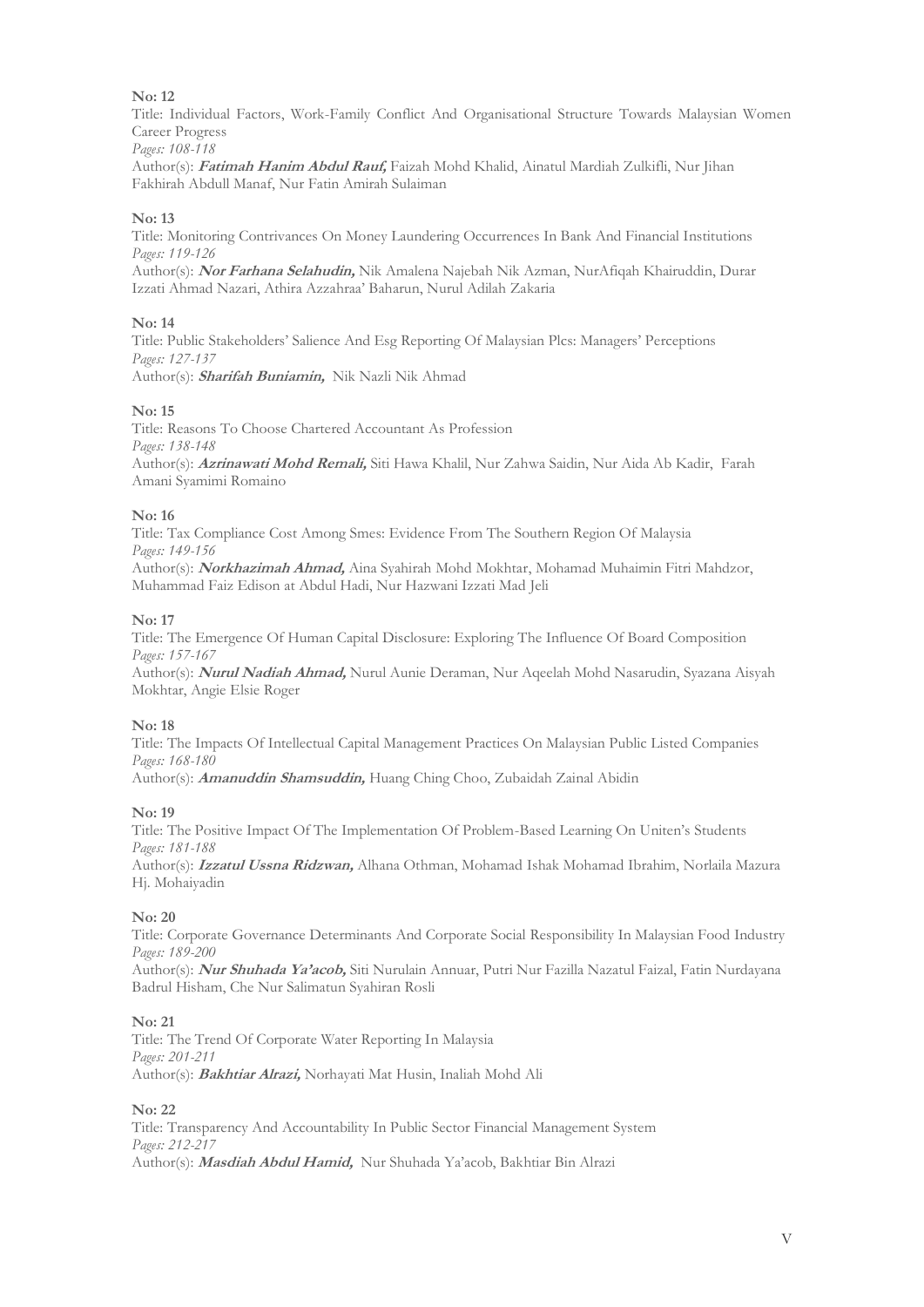**No: 12**

Title: Individual Factors, Work-Family Conflict And Organisational Structure Towards Malaysian Women Career Progress

*Pages: 108-118*

Author(s): ***Fatimah Hanim Abdul Rauf,*** Faizah Mohd Khalid, Ainatul Mardiah Zulkifli, Nur Jihan Fakhirah Abdull Manaf, Nur Fatin Amirah Sulaiman

**No: 13**

Title: Monitoring Contrivances On Money Laundering Occurrences In Bank And Financial Institutions

*Pages: 119-126*

Author(s): ***Nor Farhana Selahudin,*** Nik Amalena Najebah Nik Azman, NurAfiqah Khairuddin, Durar Izzati Ahmad Nazari, Athira Azzahraa' Baharun, Nurul Adilah Zakaria

**No: 14**

Title: Public Stakeholders' Salience And Esg Reporting Of Malaysian Plcs: Managers' Perceptions

*Pages: 127-137*

Author(s): ***Sharifah Buniamin,*** Nik Nazli Nik Ahmad

**No: 15**

Title: Reasons To Choose Chartered Accountant As Profession

*Pages: 138-148*

Author(s): ***Azrinawati Mohd Remali,*** Siti Hawa Khalil, Nur Zahwa Saidin, Nur Aida Ab Kadir, Farah Amani Syamimi Romaino

**No: 16**

Title: Tax Compliance Cost Among Smes: Evidence From The Southern Region Of Malaysia

*Pages: 149-156*

Author(s): ***Norkhazimah Ahmad,*** Aina Syahirah Mohd Mokhtar, Mohamad Muhaimin Fitri Mahdzor, Muhammad Faiz Edison at Abdul Hadi, Nur Hazwani Izzati Mad Jeli

**No: 17**

Title: The Emergence Of Human Capital Disclosure: Exploring The Influence Of Board Composition

*Pages: 157-167*

Author(s): ***Nurul Nadiah Ahmad,*** Nurul Aunie Deraman, Nur Aqeelah Mohd Nasarudin, Syazana Aisyah Mokhtar, Angie Elsie Roger

**No: 18**

Title: The Impacts Of Intellectual Capital Management Practices On Malaysian Public Listed Companies

*Pages: 168-180*

Author(s): ***Amanuddin Shamsuddin,*** Huang Ching Choo, Zubaidah Zainal Abidin

**No: 19**

Title: The Positive Impact Of The Implementation Of Problem-Based Learning On Uniten's Students

*Pages: 181-188*

Author(s): ***Izzatul Ussna Ridzwan,*** Alhana Othman, Mohamad Ishak Mohamad Ibrahim, Norlaila Mazura Hj. Mohaiyadin

**No: 20**

Title: Corporate Governance Determinants And Corporate Social Responsibility In Malaysian Food Industry

*Pages: 189-200*

Author(s): ***Nur Shuhada Ya'acob,*** Siti Nurulain Annuar, Putri Nur Fazilla Nazatul Faizal, Fatin Nurdayana Badrul Hisham, Che Nur Salimatun Syahiran Rosli

**No: 21**

Title: The Trend Of Corporate Water Reporting In Malaysia

*Pages: 201-211*

Author(s): ***Bakhtiar Alrazi,*** Norhayati Mat Husin, Inaliah Mohd Ali

**No: 22**

Title: Transparency And Accountability In Public Sector Financial Management System

*Pages: 212-217*

Author(s): ***Masdiah Abdul Hamid,*** Nur Shuhada Ya'acob, Bakhtiar Bin Alrazi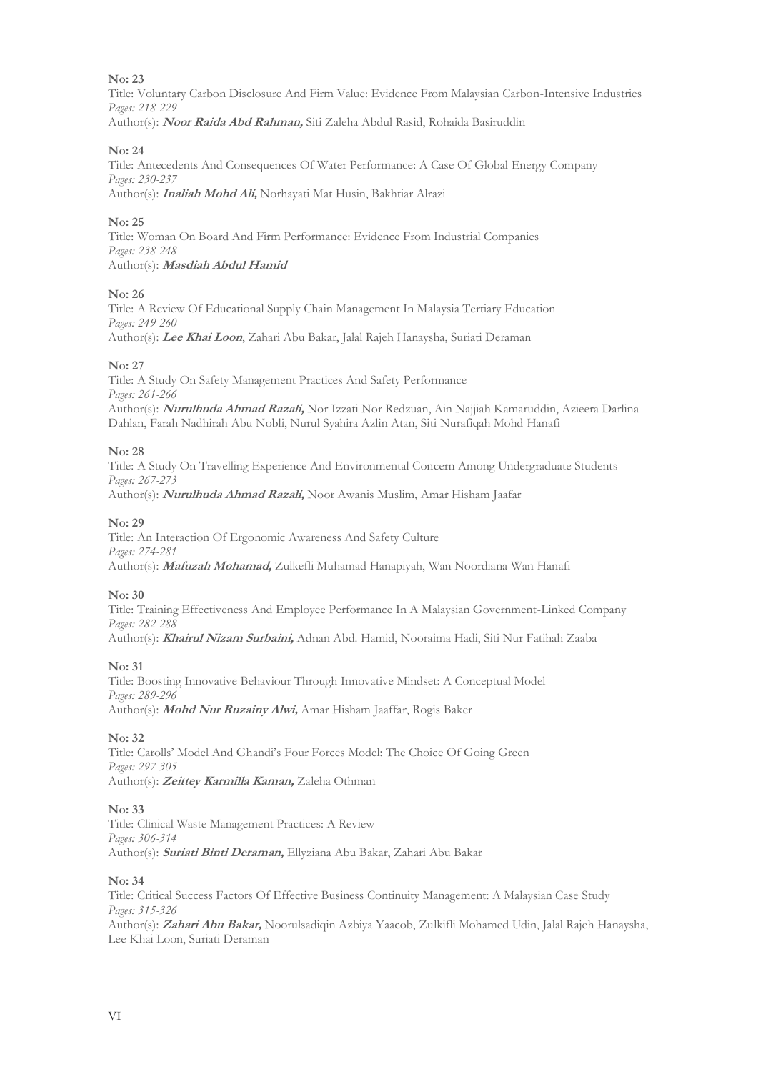**No: 23**
Title: Voluntary Carbon Disclosure And Firm Value: Evidence From Malaysian Carbon-Intensive Industries
*Pages: 218-229*
Author(s): ***Noor Raida Abd Rahman,*** Siti Zaleha Abdul Rasid, Rohaida Basiruddin

**No: 24**
Title: Antecedents And Consequences Of Water Performance: A Case Of Global Energy Company
*Pages: 230-237*
Author(s): ***Inaliah Mohd Ali,*** Norhayati Mat Husin, Bakhtiar Alrazi

**No: 25**
Title: Woman On Board And Firm Performance: Evidence From Industrial Companies
*Pages: 238-248*
Author(s): ***Masdiah Abdul Hamid***

**No: 26**
Title: A Review Of Educational Supply Chain Management In Malaysia Tertiary Education
*Pages: 249-260*
Author(s): ***Lee Khai Loon***, Zahari Abu Bakar, Jalal Rajeh Hanaysha, Suriati Deraman

**No: 27**
Title: A Study On Safety Management Practices And Safety Performance
*Pages: 261-266*
Author(s): ***Nurulhuda Ahmad Razali,*** Nor Izzati Nor Redzuan, Ain Najjiah Kamaruddin, Azieera Darlina Dahlan, Farah Nadhirah Abu Nobli, Nurul Syahira Azlin Atan, Siti Nurafiqah Mohd Hanafi

**No: 28**
Title: A Study On Travelling Experience And Environmental Concern Among Undergraduate Students
*Pages: 267-273*
Author(s): ***Nurulhuda Ahmad Razali,*** Noor Awanis Muslim, Amar Hisham Jaafar

**No: 29**
Title: An Interaction Of Ergonomic Awareness And Safety Culture
*Pages: 274-281*
Author(s): ***Mafuzah Mohamad,*** Zulkefli Muhamad Hanapiyah, Wan Noordiana Wan Hanafi

**No: 30**
Title: Training Effectiveness And Employee Performance In A Malaysian Government-Linked Company
*Pages: 282-288*
Author(s): ***Khairul Nizam Surbaini,*** Adnan Abd. Hamid, Nooraima Hadi, Siti Nur Fatihah Zaaba

**No: 31**
Title: Boosting Innovative Behaviour Through Innovative Mindset: A Conceptual Model
*Pages: 289-296*
Author(s): ***Mohd Nur Ruzainy Alwi,*** Amar Hisham Jaaffar, Rogis Baker

**No: 32**
Title: Carolls' Model And Ghandi's Four Forces Model: The Choice Of Going Green
*Pages: 297-305*
Author(s): ***Zeittey Karmilla Kaman,*** Zaleha Othman

**No: 33**
Title: Clinical Waste Management Practices: A Review
*Pages: 306-314*
Author(s): ***Suriati Binti Deraman,*** Ellyziana Abu Bakar, Zahari Abu Bakar

**No: 34**
Title: Critical Success Factors Of Effective Business Continuity Management: A Malaysian Case Study
*Pages: 315-326*
Author(s): ***Zahari Abu Bakar,*** Noorulsadiqin Azbiya Yaacob, Zulkifli Mohamed Udin, Jalal Rajeh Hanaysha, Lee Khai Loon, Suriati Deraman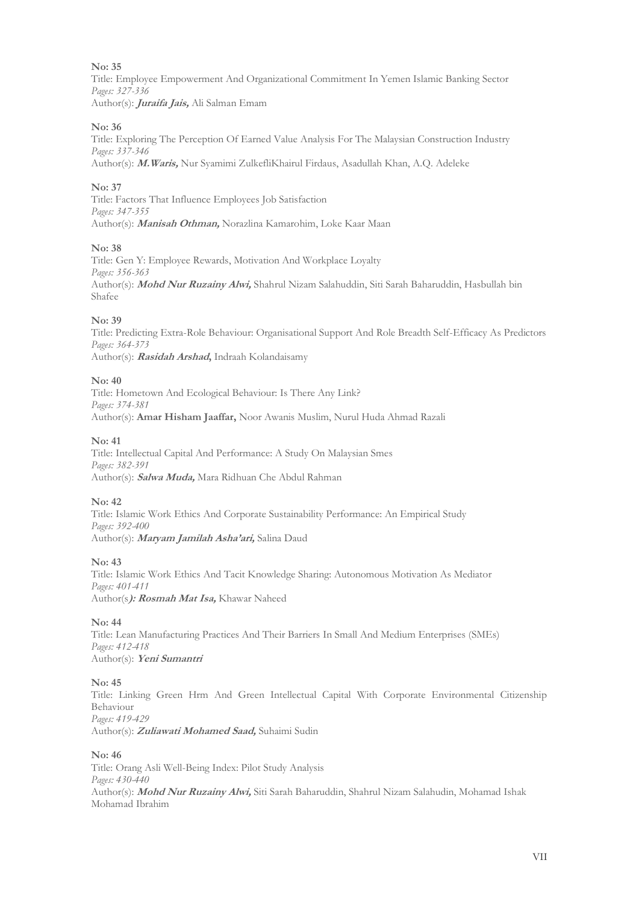**No: 35**
Title: Employee Empowerment And Organizational Commitment In Yemen Islamic Banking Sector
*Pages: 327-336*
Author(s): ***Juraifa Jais,*** Ali Salman Emam

**No: 36**
Title: Exploring The Perception Of Earned Value Analysis For The Malaysian Construction Industry
*Pages: 337-346*
Author(s): ***M.Waris,*** Nur Syamimi ZulkefliKhairul Firdaus, Asadullah Khan, A.Q. Adeleke

**No: 37**
Title: Factors That Influence Employees Job Satisfaction
*Pages: 347-355*
Author(s): ***Manisah Othman,*** Norazlina Kamarohim, Loke Kaar Maan

**No: 38**
Title: Gen Y: Employee Rewards, Motivation And Workplace Loyalty
*Pages: 356-363*
Author(s): ***Mohd Nur Ruzainy Alwi,*** Shahrul Nizam Salahuddin, Siti Sarah Baharuddin, Hasbullah bin Shafee

**No: 39**
Title: Predicting Extra-Role Behaviour: Organisational Support And Role Breadth Self-Efficacy As Predictors
*Pages: 364-373*
Author(s): ***Rasidah Arshad,*** Indraah Kolandaisamy

**No: 40**
Title: Hometown And Ecological Behaviour: Is There Any Link?
*Pages: 374-381*
Author(s): **Amar Hisham Jaaffar,** Noor Awanis Muslim, Nurul Huda Ahmad Razali

**No: 41**
Title: Intellectual Capital And Performance: A Study On Malaysian Smes
*Pages: 382-391*
Author(s): ***Salwa Muda,*** Mara Ridhuan Che Abdul Rahman

**No: 42**
Title: Islamic Work Ethics And Corporate Sustainability Performance: An Empirical Study
*Pages: 392-400*
Author(s): ***Maryam Jamilah Asha'ari,*** Salina Daud

**No: 43**
Title: Islamic Work Ethics And Tacit Knowledge Sharing: Autonomous Motivation As Mediator
*Pages: 401-411*
Author(s***): Rosmah Mat Isa,*** Khawar Naheed

**No: 44**
Title: Lean Manufacturing Practices And Their Barriers In Small And Medium Enterprises (SMEs)
*Pages: 412-418*
Author(s): ***Yeni Sumantri***

**No: 45**
Title: Linking Green Hrm And Green Intellectual Capital With Corporate Environmental Citizenship Behaviour
*Pages: 419-429*
Author(s): ***Zuliawati Mohamed Saad,*** Suhaimi Sudin

**No: 46**
Title: Orang Asli Well-Being Index: Pilot Study Analysis
*Pages: 430-440*
Author(s): ***Mohd Nur Ruzainy Alwi,*** Siti Sarah Baharuddin, Shahrul Nizam Salahudin, Mohamad Ishak Mohamad Ibrahim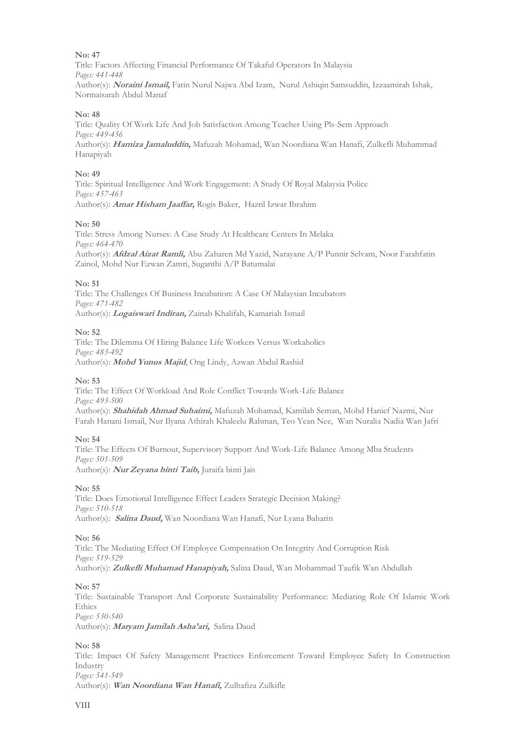**No: 47**

Title: Factors Affecting Financial Performance Of Takaful Operators In Malaysia

*Pages: 441-448*

Author(s): ***Noraini Ismail,*** Fatin Nurul Najwa Abd Izam, Nurul Ashiqin Samsuddin, Izzaamirah Ishak, Normaisarah Abdul Manaf

**No: 48**

Title: Quality Of Work Life And Job Satisfaction Among Teacher Using Pls-Sem Approach

*Pages: 449-456*

Author(s): ***Hamiza Jamaluddin,*** Mafuzah Mohamad, Wan Noordiana Wan Hanafi, Zulkefli Muhammad Hanapiyah

**No: 49**

Title: Spiritual Intelligence And Work Engagement: A Study Of Royal Malaysia Police

*Pages: 457-463*

Author(s): ***Amar Hisham Jaaffar,*** Rogis Baker, Hazril Izwar Ibrahim

**No: 50**

Title: Stress Among Nurses: A Case Study At Healthcare Centers In Melaka

*Pages: 464-470*

Author(s): ***Afdzal Aizat Ramli,*** Abu Zaharen Md Yazid, Narayane A/P Punnir Selvam, Noor Farahfatin Zainol, Mohd Nur Ezwan Zamri, Suganthi A/P Batumalai

**No: 51**

Title: The Challenges Of Business Incubation: A Case Of Malaysian Incubators

*Pages: 471-482*

Author(s): ***Logaiswari Indiran,*** Zainab Khalifah, Kamariah Ismail

**No: 52**

Title: The Dilemma Of Hiring Balance Life Workers Versus Workaholics

*Pages: 483-492*

Author(s): ***Mohd Yunus Majid***, Ong Lindy, Azwan Abdul Rashid

**No: 53**

Title: The Effect Of Workload And Role Conflict Towards Work-Life Balance

*Pages: 493-500*

Author(s): ***Shahidah Ahmad Suhaimi,*** Mafuzah Mohamad, Kamilah Seman, Mohd Hanief Nazmi, Nur Farah Hanani Ismail, Nur Ilyana Athirah Khaleelu Rahman, Teo Yean Nee, Wan Nuralia Nadia Wan Jafri

**No: 54**

Title: The Effects Of Burnout, Supervisory Support And Work-Life Balance Among Mba Students

*Pages: 501-509*

Author(s): ***Nur Zeyana binti Taib,*** Juraifa binti Jais

**No: 55**

Title: Does Emotional Intelligence Effect Leaders Strategic Decision Making?

*Pages: 510-518*

Author(s): ***Salina Daud,*** Wan Noordiana Wan Hanafi, Nur Lyana Baharin

**No: 56**

Title: The Mediating Effect Of Employee Compensation On Integrity And Corruption Risk

*Pages: 519-529*

Author(s): ***Zulkefli Muhamad Hanapiyah,*** Salina Daud, Wan Mohammad Taufik Wan Abdullah

**No: 57**

Title: Sustainable Transport And Corporate Sustainability Performance: Mediating Role Of Islamic Work Ethics

*Pages: 530-540*

Author(s): ***Maryam Jamilah Asha'ari,*** Salina Daud

**No: 58**

Title: Impact Of Safety Management Practices Enforcement Toward Employee Safety In Construction Industry

*Pages: 541-549*

Author(s): ***Wan Noordiana Wan Hanafi,*** Zulhafiza Zulkifle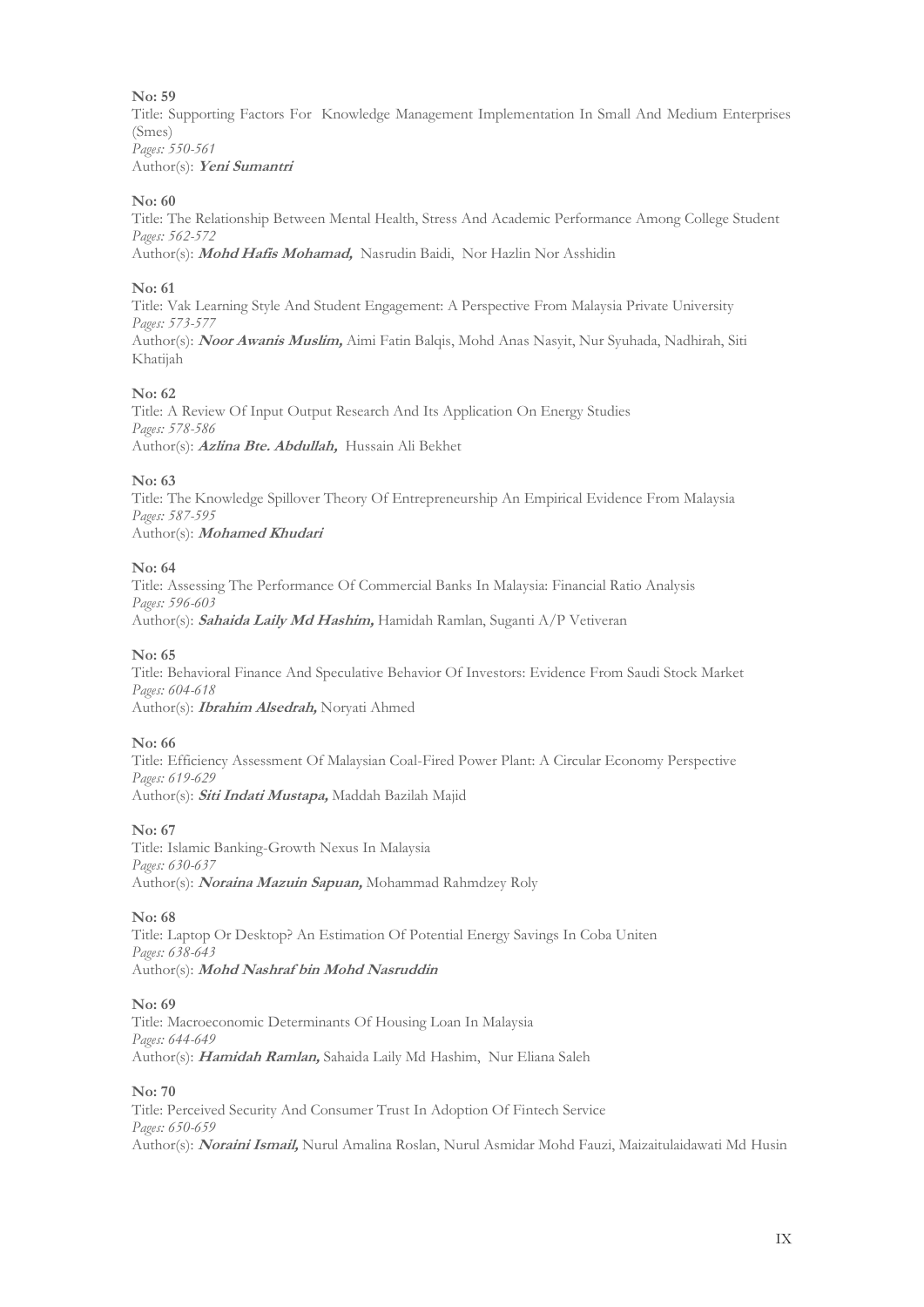**No: 59**
Title: Supporting Factors For  Knowledge Management Implementation In Small And Medium Enterprises (Smes)
*Pages: 550-561*
Author(s): ***Yeni Sumantri***

**No: 60**
Title: The Relationship Between Mental Health, Stress And Academic Performance Among College Student
*Pages: 562-572*
Author(s): ***Mohd Hafis Mohamad,*** Nasrudin Baidi,  Nor Hazlin Nor Asshidin

**No: 61**
Title: Vak Learning Style And Student Engagement: A Perspective From Malaysia Private University
*Pages: 573-577*
Author(s): ***Noor Awanis Muslim,*** Aimi Fatin Balqis, Mohd Anas Nasyit, Nur Syuhada, Nadhirah, Siti Khatijah

**No: 62**
Title: A Review Of Input Output Research And Its Application On Energy Studies
*Pages: 578-586*
Author(s): ***Azlina Bte. Abdullah,***  Hussain Ali Bekhet

**No: 63**
Title: The Knowledge Spillover Theory Of Entrepreneurship An Empirical Evidence From Malaysia
*Pages: 587-595*
Author(s): ***Mohamed Khudari***

**No: 64**
Title: Assessing The Performance Of Commercial Banks In Malaysia: Financial Ratio Analysis
*Pages: 596-603*
Author(s): ***Sahaida Laily Md Hashim,*** Hamidah Ramlan, Suganti A/P Vetiveran

**No: 65**
Title: Behavioral Finance And Speculative Behavior Of Investors: Evidence From Saudi Stock Market
*Pages: 604-618*
Author(s): ***Ibrahim Alsedrah,*** Noryati Ahmed

**No: 66**
Title: Efficiency Assessment Of Malaysian Coal-Fired Power Plant: A Circular Economy Perspective
*Pages: 619-629*
Author(s): ***Siti Indati Mustapa,*** Maddah Bazilah Majid

**No: 67**
Title: Islamic Banking-Growth Nexus In Malaysia
*Pages: 630-637*
Author(s): ***Noraina Mazuin Sapuan,*** Mohammad Rahmdzey Roly

**No: 68**
Title: Laptop Or Desktop? An Estimation Of Potential Energy Savings In Coba Uniten
*Pages: 638-643*
Author(s): ***Mohd Nashraf bin Mohd Nasruddin***

**No: 69**
Title: Macroeconomic Determinants Of Housing Loan In Malaysia
*Pages: 644-649*
Author(s): ***Hamidah Ramlan,*** Sahaida Laily Md Hashim,  Nur Eliana Saleh

**No: 70**
Title: Perceived Security And Consumer Trust In Adoption Of Fintech Service
*Pages: 650-659*
Author(s): ***Noraini Ismail,*** Nurul Amalina Roslan, Nurul Asmidar Mohd Fauzi, Maizaitulaidawati Md Husin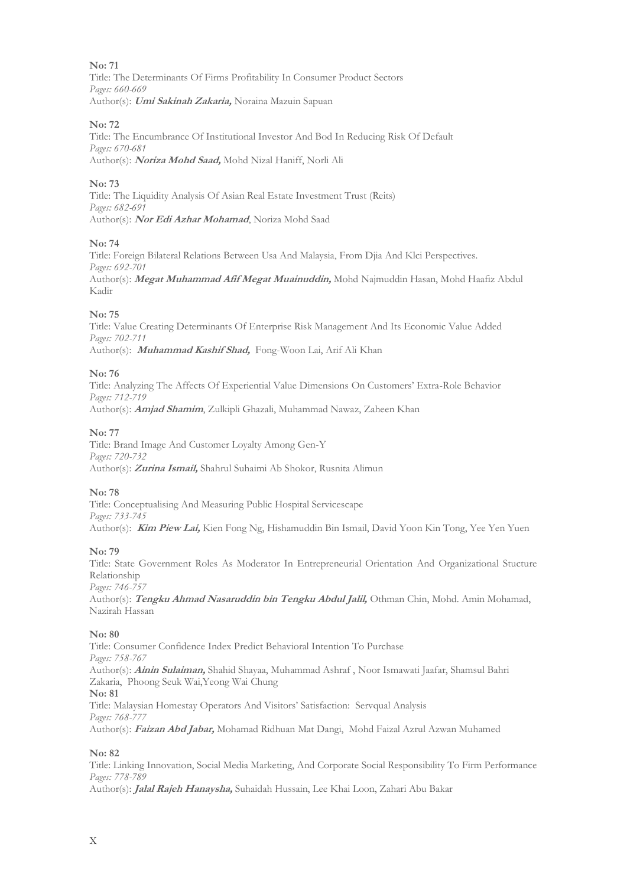**No: 71**
Title: The Determinants Of Firms Profitability In Consumer Product Sectors
*Pages: 660-669*
Author(s): ***Umi Sakinah Zakaria,*** Noraina Mazuin Sapuan

**No: 72**
Title: The Encumbrance Of Institutional Investor And Bod In Reducing Risk Of Default
*Pages: 670-681*
Author(s): ***Noriza Mohd Saad,*** Mohd Nizal Haniff, Norli Ali

**No: 73**
Title: The Liquidity Analysis Of Asian Real Estate Investment Trust (Reits)
*Pages: 682-691*
Author(s): ***Nor Edi Azhar Mohamad***, Noriza Mohd Saad

**No: 74**
Title: Foreign Bilateral Relations Between Usa And Malaysia, From Djia And Klci Perspectives.
*Pages: 692-701*
Author(s): ***Megat Muhammad Afif Megat Muainuddin,*** Mohd Najmuddin Hasan, Mohd Haafiz Abdul Kadir

**No: 75**
Title: Value Creating Determinants Of Enterprise Risk Management And Its Economic Value Added
*Pages: 702-711*
Author(s): ***Muhammad Kashif Shad,*** Fong-Woon Lai, Arif Ali Khan

**No: 76**
Title: Analyzing The Affects Of Experiential Value Dimensions On Customers' Extra-Role Behavior
*Pages: 712-719*
Author(s): ***Amjad Shamim***, Zulkipli Ghazali, Muhammad Nawaz, Zaheen Khan

**No: 77**
Title: Brand Image And Customer Loyalty Among Gen-Y
*Pages: 720-732*
Author(s): ***Zurina Ismail,*** Shahrul Suhaimi Ab Shokor, Rusnita Alimun

**No: 78**
Title: Conceptualising And Measuring Public Hospital Servicescape
*Pages: 733-745*
Author(s): ***Kim Piew Lai,*** Kien Fong Ng, Hishamuddin Bin Ismail, David Yoon Kin Tong, Yee Yen Yuen

**No: 79**
Title: State Government Roles As Moderator In Entrepreneurial Orientation And Organizational Stucture Relationship
*Pages: 746-757*
Author(s): ***Tengku Ahmad Nasaruddin bin Tengku Abdul Jalil,*** Othman Chin, Mohd. Amin Mohamad, Nazirah Hassan

**No: 80**
Title: Consumer Confidence Index Predict Behavioral Intention To Purchase
*Pages: 758-767*
Author(s): ***Ainin Sulaiman,*** Shahid Shayaa, Muhammad Ashraf , Noor Ismawati Jaafar, Shamsul Bahri Zakaria, Phoong Seuk Wai,Yeong Wai Chung

**No: 81**
Title: Malaysian Homestay Operators And Visitors' Satisfaction: Servqual Analysis
*Pages: 768-777*
Author(s): ***Faizan Abd Jabar,*** Mohamad Ridhuan Mat Dangi, Mohd Faizal Azrul Azwan Muhamed

**No: 82**
Title: Linking Innovation, Social Media Marketing, And Corporate Social Responsibility To Firm Performance
*Pages: 778-789*
Author(s): ***Jalal Rajeh Hanaysha,*** Suhaidah Hussain, Lee Khai Loon, Zahari Abu Bakar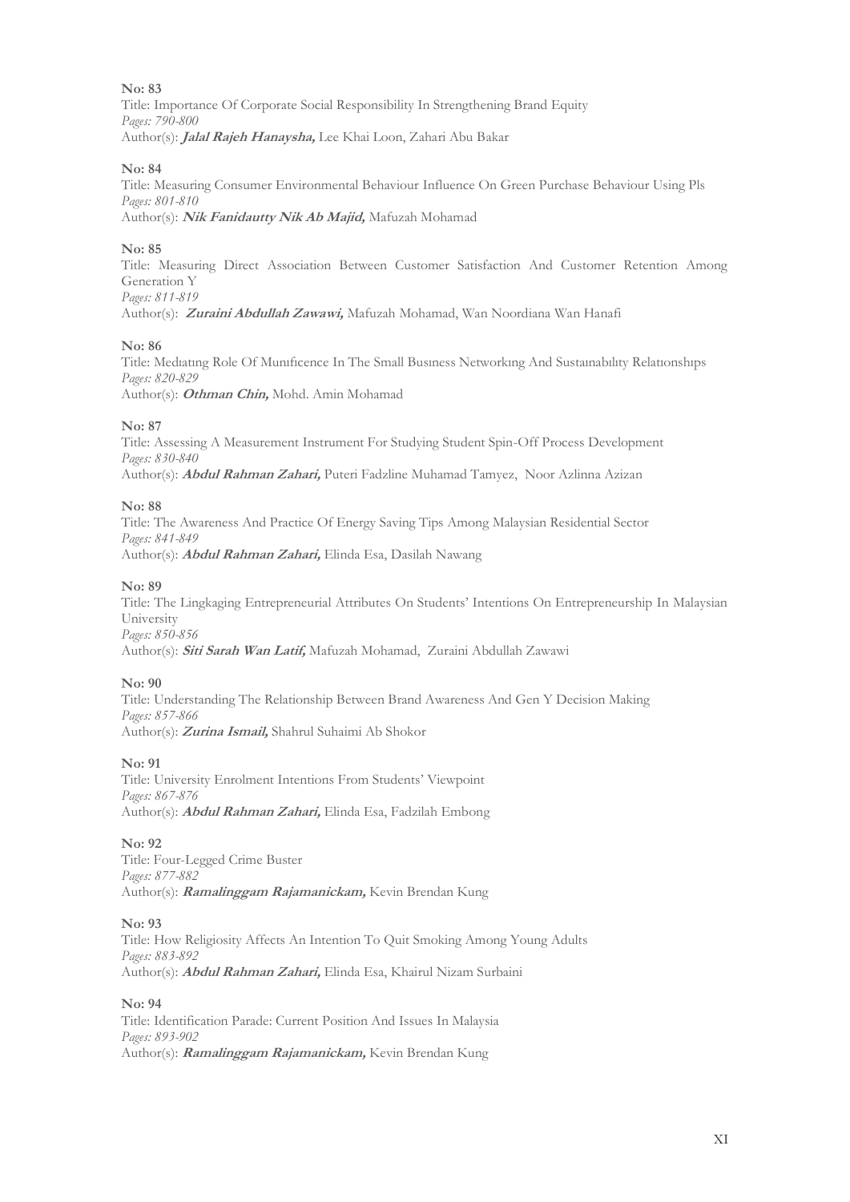**No: 83**
Title: Importance Of Corporate Social Responsibility In Strengthening Brand Equity
*Pages: 790-800*
Author(s): ***Jalal Rajeh Hanaysha,*** Lee Khai Loon, Zahari Abu Bakar

**No: 84**
Title: Measuring Consumer Environmental Behaviour Influence On Green Purchase Behaviour Using Pls
*Pages: 801-810*
Author(s): ***Nik Fanidautty Nik Ab Majid,*** Mafuzah Mohamad

**No: 85**
Title: Measuring Direct Association Between Customer Satisfaction And Customer Retention Among Generation Y
*Pages: 811-819*
Author(s): ***Zuraini Abdullah Zawawi,*** Mafuzah Mohamad, Wan Noordiana Wan Hanafi

**No: 86**
Title: Medıatıng Role Of Munıficence In The Small Busıness Networkıng And Sustaınabılıty Relatıonshıps
*Pages: 820-829*
Author(s): ***Othman Chin,*** Mohd. Amin Mohamad

**No: 87**
Title: Assessing A Measurement Instrument For Studying Student Spin-Off Process Development
*Pages: 830-840*
Author(s): ***Abdul Rahman Zahari,*** Puteri Fadzline Muhamad Tamyez, Noor Azlinna Azizan

**No: 88**
Title: The Awareness And Practice Of Energy Saving Tips Among Malaysian Residential Sector
*Pages: 841-849*
Author(s): ***Abdul Rahman Zahari,*** Elinda Esa, Dasilah Nawang

**No: 89**
Title: The Lingkaging Entrepreneurial Attributes On Students' Intentions On Entrepreneurship In Malaysian University
*Pages: 850-856*
Author(s): ***Siti Sarah Wan Latif,*** Mafuzah Mohamad, Zuraini Abdullah Zawawi

**No: 90**
Title: Understanding The Relationship Between Brand Awareness And Gen Y Decision Making
*Pages: 857-866*
Author(s): ***Zurina Ismail,*** Shahrul Suhaimi Ab Shokor

**No: 91**
Title: University Enrolment Intentions From Students' Viewpoint
*Pages: 867-876*
Author(s): ***Abdul Rahman Zahari,*** Elinda Esa, Fadzilah Embong

**No: 92**
Title: Four-Legged Crime Buster
*Pages: 877-882*
Author(s): ***Ramalinggam Rajamanickam,*** Kevin Brendan Kung

**No: 93**
Title: How Religiosity Affects An Intention To Quit Smoking Among Young Adults
*Pages: 883-892*
Author(s): ***Abdul Rahman Zahari,*** Elinda Esa, Khairul Nizam Surbaini

**No: 94**
Title: Identification Parade: Current Position And Issues In Malaysia
*Pages: 893-902*
Author(s): ***Ramalinggam Rajamanickam,*** Kevin Brendan Kung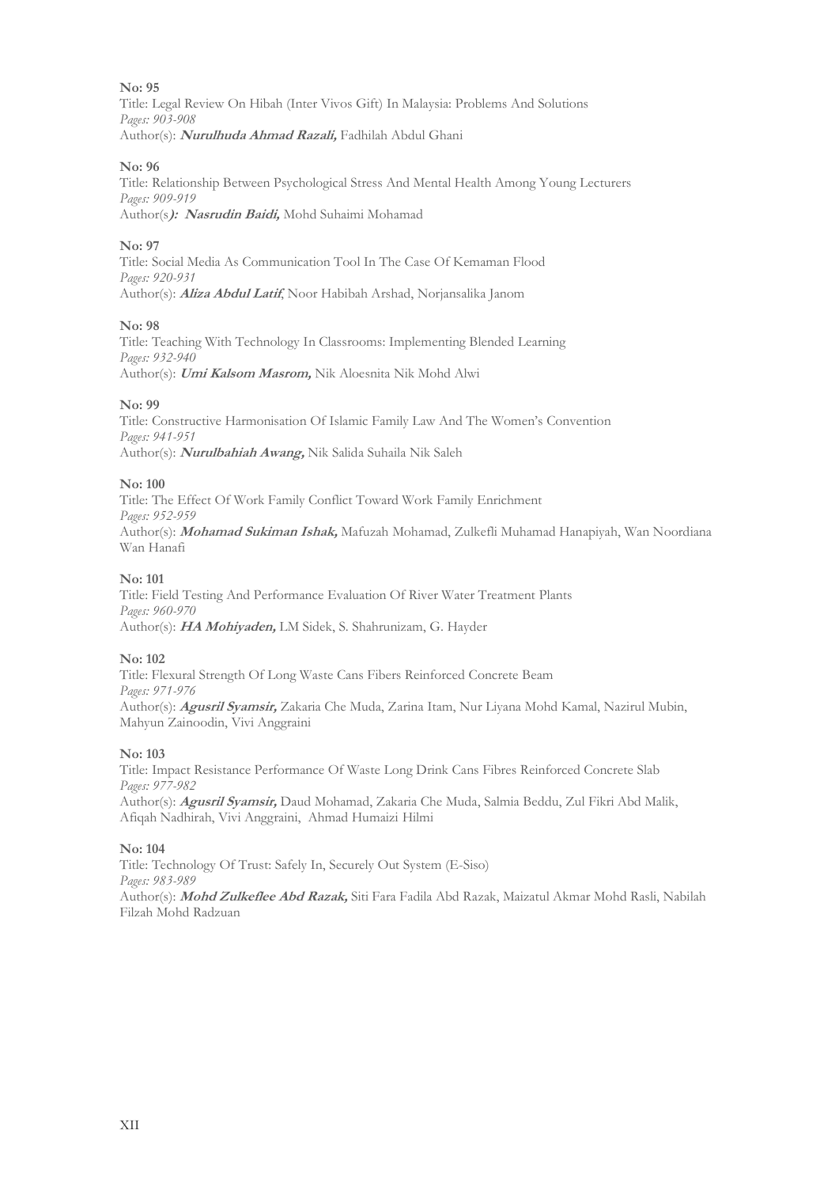**No: 95**
Title: Legal Review On Hibah (Inter Vivos Gift) In Malaysia: Problems And Solutions
*Pages: 903-908*
Author(s): ***Nurulhuda Ahmad Razali,*** Fadhilah Abdul Ghani

**No: 96**
Title: Relationship Between Psychological Stress And Mental Health Among Young Lecturers
*Pages: 909-919*
Author(s***): Nasrudin Baidi,*** Mohd Suhaimi Mohamad

**No: 97**
Title: Social Media As Communication Tool In The Case Of Kemaman Flood
*Pages: 920-931*
Author(s): ***Aliza Abdul Latif***, Noor Habibah Arshad, Norjansalika Janom

**No: 98**
Title: Teaching With Technology In Classrooms: Implementing Blended Learning
*Pages: 932-940*
Author(s): ***Umi Kalsom Masrom,*** Nik Aloesnita Nik Mohd Alwi

**No: 99**
Title: Constructive Harmonisation Of Islamic Family Law And The Women's Convention
*Pages: 941-951*
Author(s): ***Nurulbahiah Awang,*** Nik Salida Suhaila Nik Saleh

**No: 100**
Title: The Effect Of Work Family Conflict Toward Work Family Enrichment
*Pages: 952-959*
Author(s): ***Mohamad Sukiman Ishak,*** Mafuzah Mohamad, Zulkefli Muhamad Hanapiyah, Wan Noordiana Wan Hanafi

**No: 101**
Title: Field Testing And Performance Evaluation Of River Water Treatment Plants
*Pages: 960-970*
Author(s): ***HA Mohiyaden,*** LM Sidek, S. Shahrunizam, G. Hayder

**No: 102**
Title: Flexural Strength Of Long Waste Cans Fibers Reinforced Concrete Beam
*Pages: 971-976*
Author(s): ***Agusril Syamsir,*** Zakaria Che Muda, Zarina Itam, Nur Liyana Mohd Kamal, Nazirul Mubin, Mahyun Zainoodin, Vivi Anggraini

**No: 103**
Title: Impact Resistance Performance Of Waste Long Drink Cans Fibres Reinforced Concrete Slab
*Pages: 977-982*
Author(s): ***Agusril Syamsir,*** Daud Mohamad, Zakaria Che Muda, Salmia Beddu, Zul Fikri Abd Malik, Afiqah Nadhirah, Vivi Anggraini, Ahmad Humaizi Hilmi

**No: 104**
Title: Technology Of Trust: Safely In, Securely Out System (E-Siso)
*Pages: 983-989*
Author(s): ***Mohd Zulkeflee Abd Razak,*** Siti Fara Fadila Abd Razak, Maizatul Akmar Mohd Rasli, Nabilah Filzah Mohd Radzuan